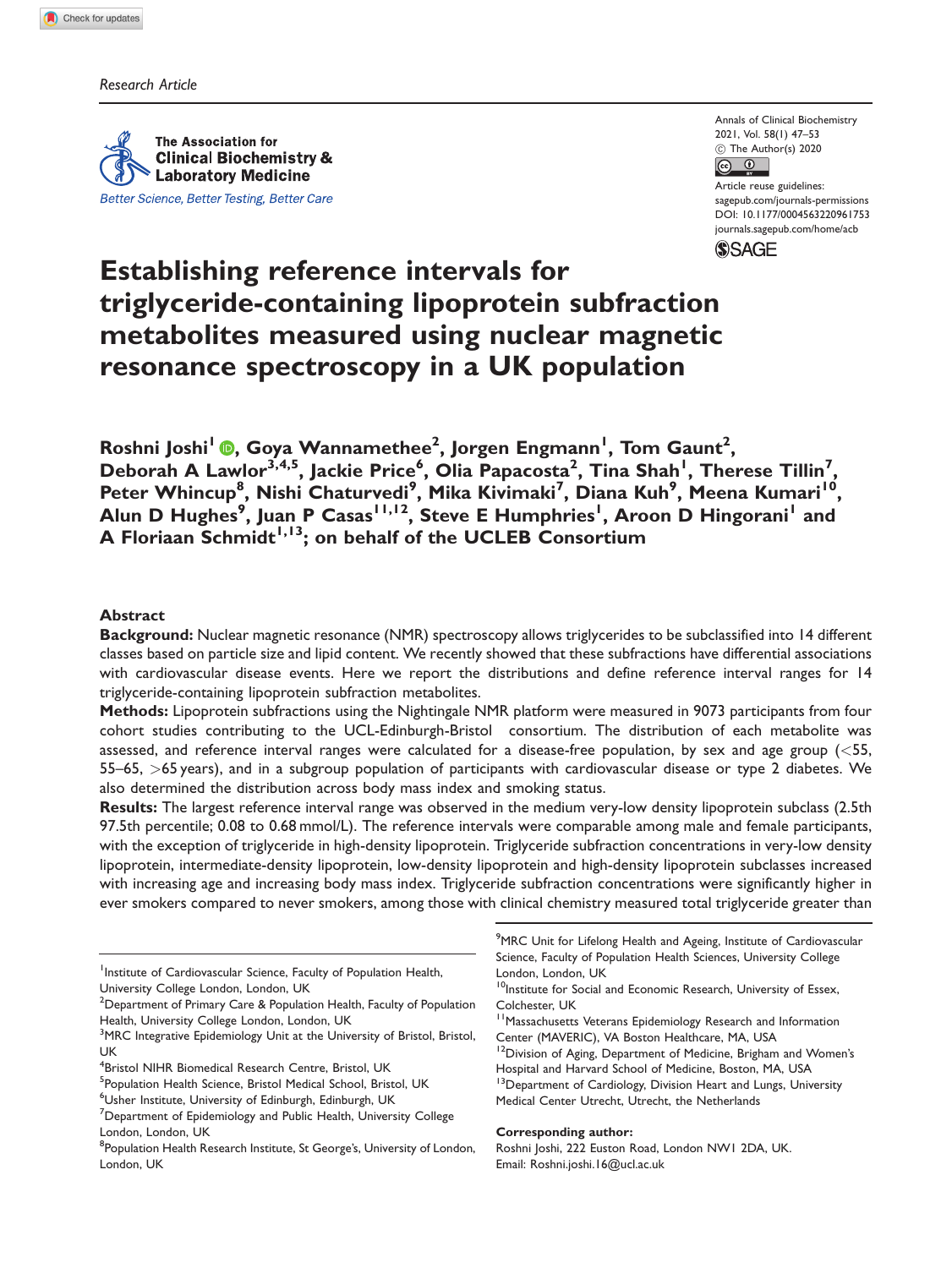Research Article

# Establishing reference intervals for triglyceride-containing lipoprotein subfraction metabolites measured using nuclear magnetic resonance spectroscopy in a UK population

**Roshni Joshi[1], Goya Wannamethee[2], Jorgen Engmann[1], Tom Gaunt[2], Deborah A Lawlor[3,4,5], Jackie Price[6], Olia Papacosta[2], Tina Shah[1], Therese Tillin[7], Peter Whincup[8], Nishi Chaturvedi[9], Mika Kivimaki[7], Diana Kuh[9], Meena Kumari[10], Alun D Hughes[9], Juan P Casas[11,12], Steve E Humphries[1], Aroon D Hingorani[1] and A Floriaan Schmidt[1,13]; on behalf of the UCLEB Consortium**

## Abstract

**Background:** Nuclear magnetic resonance (NMR) spectroscopy allows triglycerides to be subclassified into 14 different classes based on particle size and lipid content. We recently showed that these subfractions have differential associations with cardiovascular disease events. Here we report the distributions and define reference interval ranges for 14 triglyceride-containing lipoprotein subfraction metabolites.

**Methods:** Lipoprotein subfractions using the Nightingale NMR platform were measured in 9073 participants from four cohort studies contributing to the UCL-Edinburgh-Bristol consortium. The distribution of each metabolite was assessed, and reference interval ranges were calculated for a disease-free population, by sex and age group (<55, 55–65, >65 years), and in a subgroup population of participants with cardiovascular disease or type 2 diabetes. We also determined the distribution across body mass index and smoking status.

**Results:** The largest reference interval range was observed in the medium very-low density lipoprotein subclass (2.5th 97.5th percentile; 0.08 to 0.68 mmol/L). The reference intervals were comparable among male and female participants, with the exception of triglyceride in high-density lipoprotein. Triglyceride subfraction concentrations in very-low density lipoprotein, intermediate-density lipoprotein, low-density lipoprotein and high-density lipoprotein subclasses increased with increasing age and increasing body mass index. Triglyceride subfraction concentrations were significantly higher in ever smokers compared to never smokers, among those with clinical chemistry measured total triglyceride greater than

---

[1]Institute of Cardiovascular Science, Faculty of Population Health, University College London, London, UK
[2]Department of Primary Care & Population Health, Faculty of Population Health, University College London, London, UK
[3]MRC Integrative Epidemiology Unit at the University of Bristol, Bristol, UK
[4]Bristol NIHR Biomedical Research Centre, Bristol, UK
[5]Population Health Science, Bristol Medical School, Bristol, UK
[6]Usher Institute, University of Edinburgh, Edinburgh, UK
[7]Department of Epidemiology and Public Health, University College London, London, UK
[8]Population Health Research Institute, St George's, University of London, London, UK
[9]MRC Unit for Lifelong Health and Ageing, Institute of Cardiovascular Science, Faculty of Population Health Sciences, University College London, London, UK
[10]Institute for Social and Economic Research, University of Essex, Colchester, UK
[11]Massachusetts Veterans Epidemiology Research and Information Center (MAVERIC), VA Boston Healthcare, MA, USA
[12]Division of Aging, Department of Medicine, Brigham and Women's Hospital and Harvard School of Medicine, Boston, MA, USA
[13]Department of Cardiology, Division Heart and Lungs, University Medical Center Utrecht, Utrecht, the Netherlands

**Corresponding author:**
Roshni Joshi, 222 Euston Road, London NW1 2DA, UK.
Email: Roshni.joshi.16@ucl.ac.uk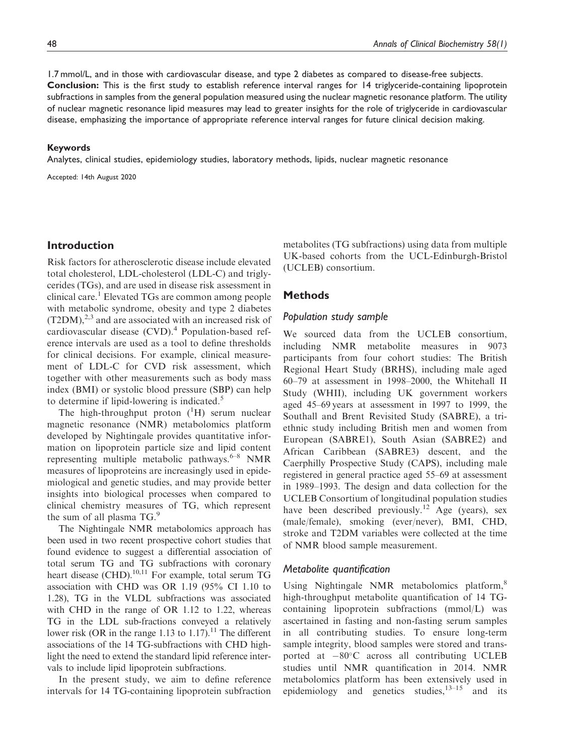1.7 mmol/L, and in those with cardiovascular disease, and type 2 diabetes as compared to disease-free subjects.

**Conclusion:** This is the first study to establish reference interval ranges for 14 triglyceride-containing lipoprotein subfractions in samples from the general population measured using the nuclear magnetic resonance platform. The utility of nuclear magnetic resonance lipid measures may lead to greater insights for the role of triglyceride in cardiovascular disease, emphasizing the importance of appropriate reference interval ranges for future clinical decision making.

#### Keywords

Analytes, clinical studies, epidemiology studies, laboratory methods, lipids, nuclear magnetic resonance

Accepted: 14th August 2020

## Introduction

Risk factors for atherosclerotic disease include elevated total cholesterol, LDL-cholesterol (LDL-C) and triglycerides (TGs), and are used in disease risk assessment in clinical care.[1] Elevated TGs are common among people with metabolic syndrome, obesity and type 2 diabetes (T2DM),[2,3] and are associated with an increased risk of cardiovascular disease (CVD).[4] Population-based reference intervals are used as a tool to define thresholds for clinical decisions. For example, clinical measurement of LDL-C for CVD risk assessment, which together with other measurements such as body mass index (BMI) or systolic blood pressure (SBP) can help to determine if lipid-lowering is indicated.[5]

The high-throughput proton ($^{1}$H) serum nuclear magnetic resonance (NMR) metabolomics platform developed by Nightingale provides quantitative information on lipoprotein particle size and lipid content representing multiple metabolic pathways.[6–8] NMR measures of lipoproteins are increasingly used in epidemiological and genetic studies, and may provide better insights into biological processes when compared to clinical chemistry measures of TG, which represent the sum of all plasma TG.[9]

The Nightingale NMR metabolomics approach has been used in two recent prospective cohort studies that found evidence to suggest a differential association of total serum TG and TG subfractions with coronary heart disease (CHD).[10,11] For example, total serum TG association with CHD was OR 1.19 (95% CI 1.10 to 1.28), TG in the VLDL subfractions was associated with CHD in the range of OR 1.12 to 1.22, whereas TG in the LDL sub-fractions conveyed a relatively lower risk (OR in the range 1.13 to 1.17).[11] The different associations of the 14 TG-subfractions with CHD highlight the need to extend the standard lipid reference intervals to include lipid lipoprotein subfractions.

In the present study, we aim to define reference intervals for 14 TG-containing lipoprotein subfraction metabolites (TG subfractions) using data from multiple UK-based cohorts from the UCL-Edinburgh-Bristol (UCLEB) consortium.

## Methods

### Population study sample

We sourced data from the UCLEB consortium, including NMR metabolite measures in 9073 participants from four cohort studies: The British Regional Heart Study (BRHS), including male aged 60–79 at assessment in 1998–2000, the Whitehall II Study (WHII), including UK government workers aged 45–69 years at assessment in 1997 to 1999, the Southall and Brent Revisited Study (SABRE), a tri-ethnic study including British men and women from European (SABRE1), South Asian (SABRE2) and African Caribbean (SABRE3) descent, and the Caerphilly Prospective Study (CAPS), including male registered in general practice aged 55–69 at assessment in 1989–1993. The design and data collection for the UCLEB Consortium of longitudinal population studies have been described previously.[12] Age (years), sex (male/female), smoking (ever/never), BMI, CHD, stroke and T2DM variables were collected at the time of NMR blood sample measurement.

### Metabolite quantification

Using Nightingale NMR metabolomics platform,[8] high-throughput metabolite quantification of 14 TG-containing lipoprotein subfractions (mmol/L) was ascertained in fasting and non-fasting serum samples in all contributing studies. To ensure long-term sample integrity, blood samples were stored and transported at −80°C across all contributing UCLEB studies until NMR quantification in 2014. NMR metabolomics platform has been extensively used in epidemiology and genetics studies,[13–15] and its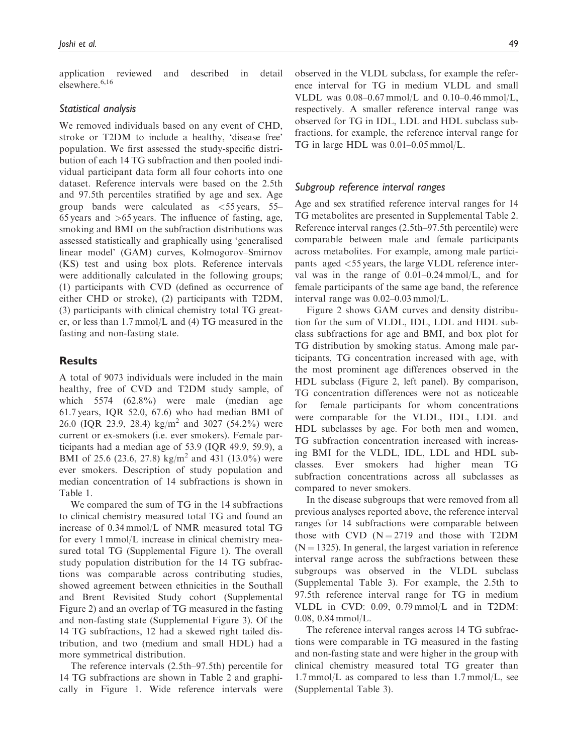application reviewed and described in detail elsewhere.[6,16]

### Statistical analysis

We removed individuals based on any event of CHD, stroke or T2DM to include a healthy, 'disease free' population. We first assessed the study-specific distribution of each 14 TG subfraction and then pooled individual participant data form all four cohorts into one dataset. Reference intervals were based on the 2.5th and 97.5th percentiles stratified by age and sex. Age group bands were calculated as <55 years, 55–65 years and >65 years. The influence of fasting, age, smoking and BMI on the subfraction distributions was assessed statistically and graphically using 'generalised linear model' (GAM) curves, Kolmogorov–Smirnov (KS) test and using box plots. Reference intervals were additionally calculated in the following groups; (1) participants with CVD (defined as occurrence of either CHD or stroke), (2) participants with T2DM, (3) participants with clinical chemistry total TG greater, or less than 1.7 mmol/L and (4) TG measured in the fasting and non-fasting state.

## Results

A total of 9073 individuals were included in the main healthy, free of CVD and T2DM study sample, of which 5574 (62.8%) were male (median age 61.7 years, IQR 52.0, 67.6) who had median BMI of 26.0 (IQR 23.9, 28.4) kg/m$^2$ and 3027 (54.2%) were current or ex-smokers (i.e. ever smokers). Female participants had a median age of 53.9 (IQR 49.9, 59.9), a BMI of 25.6 (23.6, 27.8) kg/m$^2$ and 431 (13.0%) were ever smokers. Description of study population and median concentration of 14 subfractions is shown in Table 1.

We compared the sum of TG in the 14 subfractions to clinical chemistry measured total TG and found an increase of 0.34 mmol/L of NMR measured total TG for every 1 mmol/L increase in clinical chemistry measured total TG (Supplemental Figure 1). The overall study population distribution for the 14 TG subfractions was comparable across contributing studies, showed agreement between ethnicities in the Southall and Brent Revisited Study cohort (Supplemental Figure 2) and an overlap of TG measured in the fasting and non-fasting state (Supplemental Figure 3). Of the 14 TG subfractions, 12 had a skewed right tailed distribution, and two (medium and small HDL) had a more symmetrical distribution.

The reference intervals (2.5th–97.5th) percentile for 14 TG subfractions are shown in Table 2 and graphically in Figure 1. Wide reference intervals were observed in the VLDL subclass, for example the reference interval for TG in medium VLDL and small VLDL was 0.08–0.67 mmol/L and 0.10–0.46 mmol/L, respectively. A smaller reference interval range was observed for TG in IDL, LDL and HDL subclass subfractions, for example, the reference interval range for TG in large HDL was 0.01–0.05 mmol/L.

### Subgroup reference interval ranges

Age and sex stratified reference interval ranges for 14 TG metabolites are presented in Supplemental Table 2. Reference interval ranges (2.5th–97.5th percentile) were comparable between male and female participants across metabolites. For example, among male participants aged <55 years, the large VLDL reference interval was in the range of 0.01–0.24 mmol/L, and for female participants of the same age band, the reference interval range was 0.02–0.03 mmol/L.

Figure 2 shows GAM curves and density distribution for the sum of VLDL, IDL, LDL and HDL subclass subfractions for age and BMI, and box plot for TG distribution by smoking status. Among male participants, TG concentration increased with age, with the most prominent age differences observed in the HDL subclass (Figure 2, left panel). By comparison, TG concentration differences were not as noticeable for female participants for whom concentrations were comparable for the VLDL, IDL, LDL and HDL subclasses by age. For both men and women, TG subfraction concentration increased with increasing BMI for the VLDL, IDL, LDL and HDL subclasses. Ever smokers had higher mean TG subfraction concentrations across all subclasses as compared to never smokers.

In the disease subgroups that were removed from all previous analyses reported above, the reference interval ranges for 14 subfractions were comparable between those with CVD (N = 2719 and those with T2DM (N = 1325). In general, the largest variation in reference interval range across the subfractions between these subgroups was observed in the VLDL subclass (Supplemental Table 3). For example, the 2.5th to 97.5th reference interval range for TG in medium VLDL in CVD: 0.09, 0.79 mmol/L and in T2DM: 0.08, 0.84 mmol/L.

The reference interval ranges across 14 TG subfractions were comparable in TG measured in the fasting and non-fasting state and were higher in the group with clinical chemistry measured total TG greater than 1.7 mmol/L as compared to less than 1.7 mmol/L, see (Supplemental Table 3).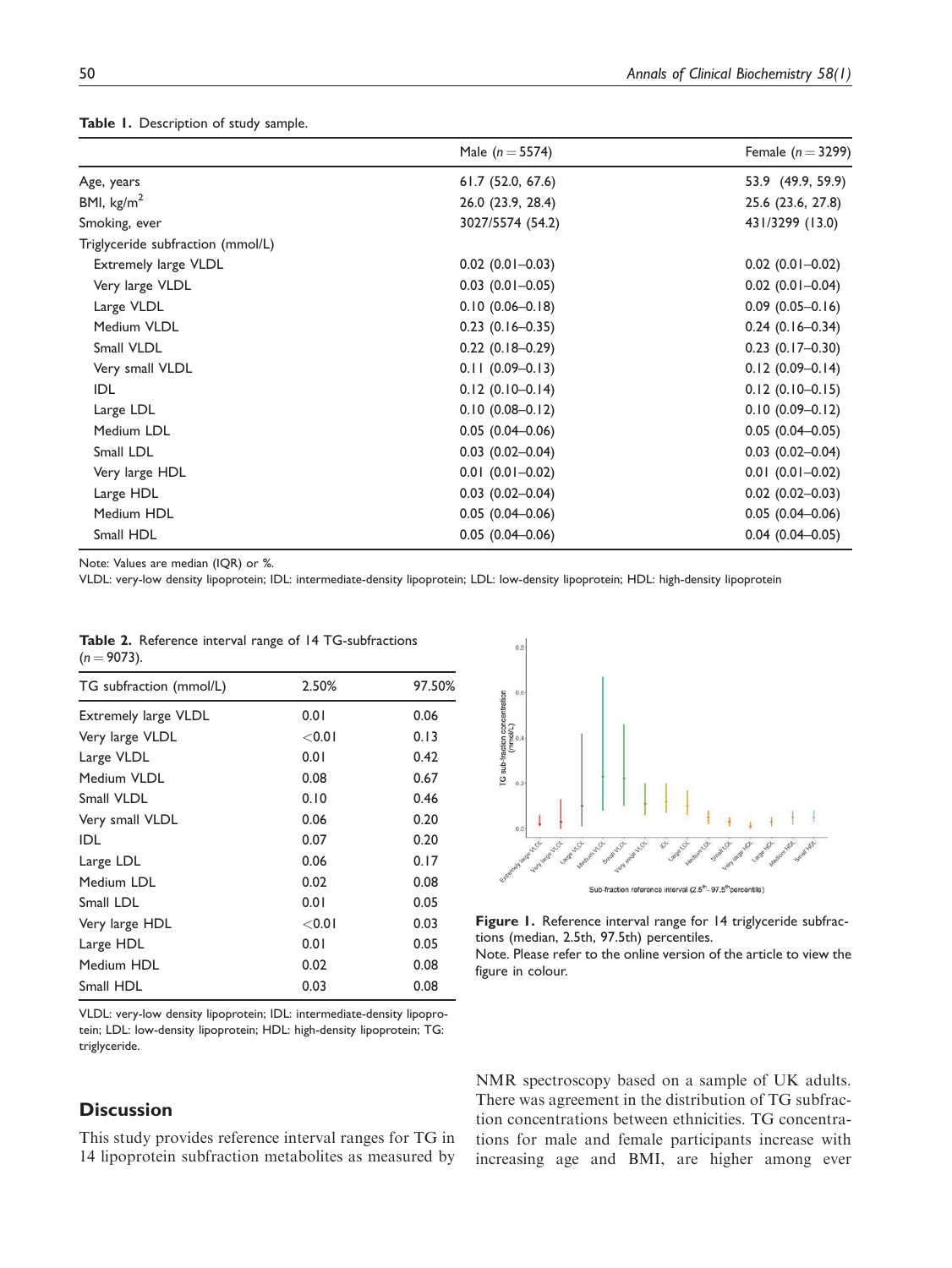**Table 1.** Description of study sample.

| | Male ($n = 5574$) | Female ($n = 3299$) |
|---|---|---|
| Age, years | 61.7 (52.0, 67.6) | 53.9 (49.9, 59.9) |
| BMI, kg/m$^2$ | 26.0 (23.9, 28.4) | 25.6 (23.6, 27.8) |
| Smoking, ever | 3027/5574 (54.2) | 431/3299 (13.0) |
| Triglyceride subfraction (mmol/L) | | |
| Extremely large VLDL | 0.02 (0.01–0.03) | 0.02 (0.01–0.02) |
| Very large VLDL | 0.03 (0.01–0.05) | 0.02 (0.01–0.04) |
| Large VLDL | 0.10 (0.06–0.18) | 0.09 (0.05–0.16) |
| Medium VLDL | 0.23 (0.16–0.35) | 0.24 (0.16–0.34) |
| Small VLDL | 0.22 (0.18–0.29) | 0.23 (0.17–0.30) |
| Very small VLDL | 0.11 (0.09–0.13) | 0.12 (0.09–0.14) |
| IDL | 0.12 (0.10–0.14) | 0.12 (0.10–0.15) |
| Large LDL | 0.10 (0.08–0.12) | 0.10 (0.09–0.12) |
| Medium LDL | 0.05 (0.04–0.06) | 0.05 (0.04–0.05) |
| Small LDL | 0.03 (0.02–0.04) | 0.03 (0.02–0.04) |
| Very large HDL | 0.01 (0.01–0.02) | 0.01 (0.01–0.02) |
| Large HDL | 0.03 (0.02–0.04) | 0.02 (0.02–0.03) |
| Medium HDL | 0.05 (0.04–0.06) | 0.05 (0.04–0.06) |
| Small HDL | 0.05 (0.04–0.06) | 0.04 (0.04–0.05) |

Note: Values are median (IQR) or %.
VLDL: very-low density lipoprotein; IDL: intermediate-density lipoprotein; LDL: low-density lipoprotein; HDL: high-density lipoprotein

**Table 2.** Reference interval range of 14 TG-subfractions ($n = 9073$).

| TG subfraction (mmol/L) | 2.50% | 97.50% |
|---|---|---|
| Extremely large VLDL | 0.01 | 0.06 |
| Very large VLDL | <0.01 | 0.13 |
| Large VLDL | 0.01 | 0.42 |
| Medium VLDL | 0.08 | 0.67 |
| Small VLDL | 0.10 | 0.46 |
| Very small VLDL | 0.06 | 0.20 |
| IDL | 0.07 | 0.20 |
| Large LDL | 0.06 | 0.17 |
| Medium LDL | 0.02 | 0.08 |
| Small LDL | 0.01 | 0.05 |
| Very large HDL | <0.01 | 0.03 |
| Large HDL | 0.01 | 0.05 |
| Medium HDL | 0.02 | 0.08 |
| Small HDL | 0.03 | 0.08 |

VLDL: very-low density lipoprotein; IDL: intermediate-density lipoprotein; LDL: low-density lipoprotein; HDL: high-density lipoprotein; TG: triglyceride.

**Figure 1.** Reference interval range for 14 triglyceride subfractions (median, 2.5th, 97.5th) percentiles.
Note. Please refer to the online version of the article to view the figure in colour.

## Discussion

This study provides reference interval ranges for TG in 14 lipoprotein subfraction metabolites as measured by NMR spectroscopy based on a sample of UK adults. There was agreement in the distribution of TG subfraction concentrations between ethnicities. TG concentrations for male and female participants increase with increasing age and BMI, are higher among ever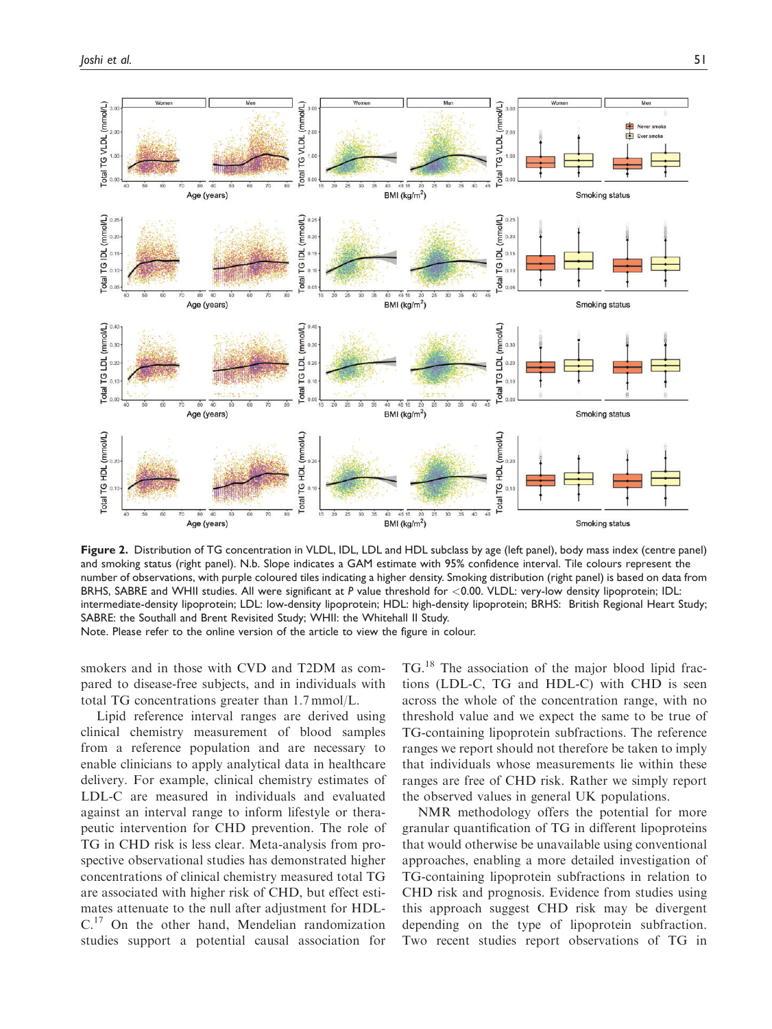**Figure 2.** Distribution of TG concentration in VLDL, IDL, LDL and HDL subclass by age (left panel), body mass index (centre panel) and smoking status (right panel). N.b. Slope indicates a GAM estimate with 95% confidence interval. Tile colours represent the number of observations, with purple coloured tiles indicating a higher density. Smoking distribution (right panel) is based on data from BRHS, SABRE and WHII studies. All were significant at *P* value threshold for <0.00. VLDL: very-low density lipoprotein; IDL: intermediate-density lipoprotein; LDL: low-density lipoprotein; HDL: high-density lipoprotein; BRHS: British Regional Heart Study; SABRE: the Southall and Brent Revisited Study; WHII: the Whitehall II Study.
Note. Please refer to the online version of the article to view the figure in colour.

smokers and in those with CVD and T2DM as compared to disease-free subjects, and in individuals with total TG concentrations greater than 1.7 mmol/L.

Lipid reference interval ranges are derived using clinical chemistry measurement of blood samples from a reference population and are necessary to enable clinicians to apply analytical data in healthcare delivery. For example, clinical chemistry estimates of LDL-C are measured in individuals and evaluated against an interval range to inform lifestyle or therapeutic intervention for CHD prevention. The role of TG in CHD risk is less clear. Meta-analysis from prospective observational studies has demonstrated higher concentrations of clinical chemistry measured total TG are associated with higher risk of CHD, but effect estimates attenuate to the null after adjustment for HDL-C.[17] On the other hand, Mendelian randomization studies support a potential causal association for TG.[18] The association of the major blood lipid fractions (LDL-C, TG and HDL-C) with CHD is seen across the whole of the concentration range, with no threshold value and we expect the same to be true of TG-containing lipoprotein subfractions. The reference ranges we report should not therefore be taken to imply that individuals whose measurements lie within these ranges are free of CHD risk. Rather we simply report the observed values in general UK populations.

NMR methodology offers the potential for more granular quantification of TG in different lipoproteins that would otherwise be unavailable using conventional approaches, enabling a more detailed investigation of TG-containing lipoprotein subfractions in relation to CHD risk and prognosis. Evidence from studies using this approach suggest CHD risk may be divergent depending on the type of lipoprotein subfraction. Two recent studies report observations of TG in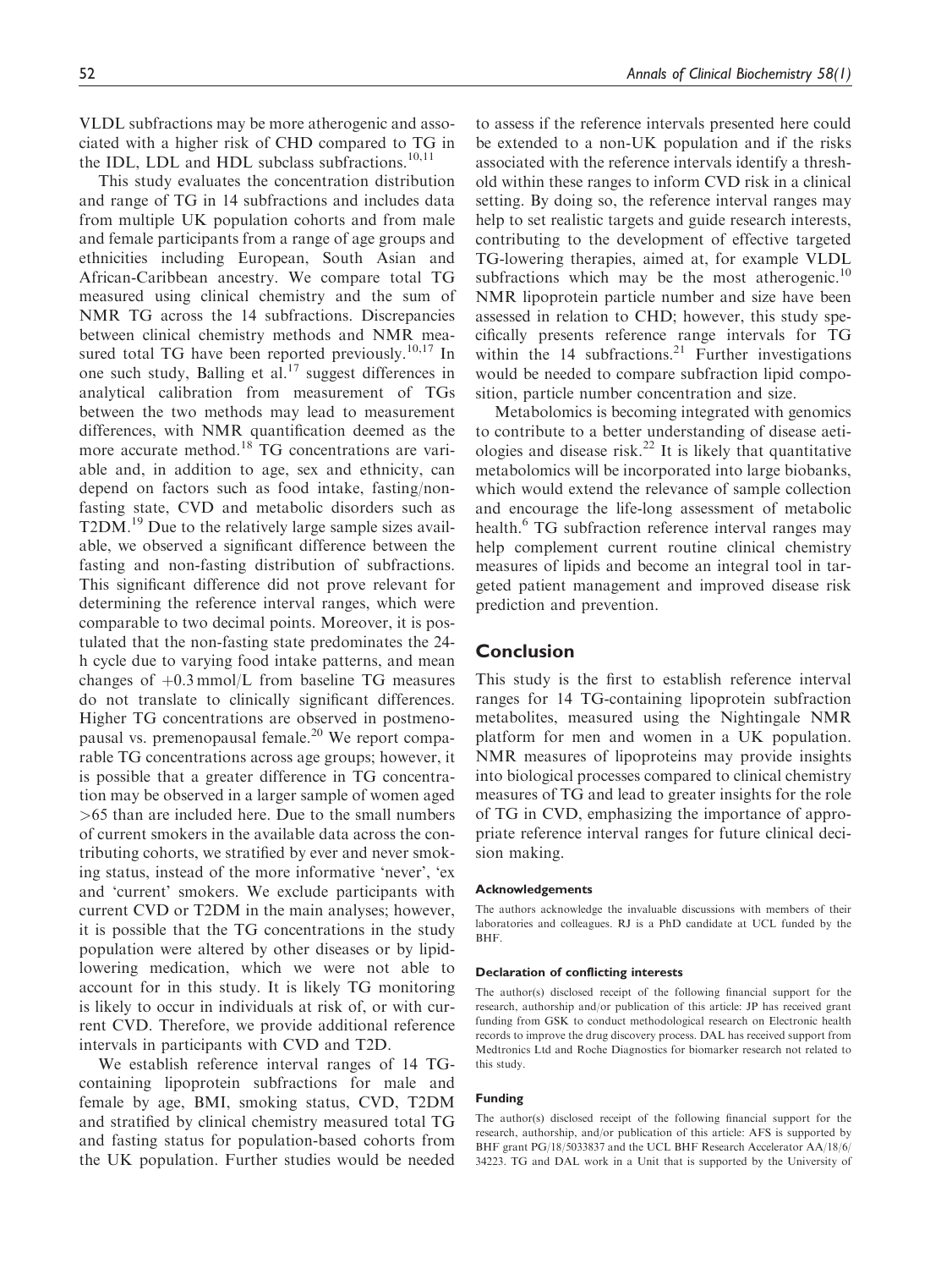VLDL subfractions may be more atherogenic and associated with a higher risk of CHD compared to TG in the IDL, LDL and HDL subclass subfractions.[10,11]

This study evaluates the concentration distribution and range of TG in 14 subfractions cohorts and includes data from multiple UK population cohorts and from male and female participants from a range of age groups and ethnicities including European, South Asian and African-Caribbean ancestry. We compare total TG measured using clinical chemistry and the sum of NMR TG across the 14 subfractions. Discrepancies between clinical chemistry methods and NMR measured total TG have been reported previously.[10,17] In one such study, Balling et al.[17] suggest differences in analytical calibration from measurement of TGs between the two methods may lead to measurement differences, with NMR quantification deemed as the more accurate method.[18] TG concentrations are variable and, in addition to age, sex and ethnicity, can depend on factors such as food intake, fasting/non-fasting state, CVD and metabolic disorders such as T2DM.[19] Due to the relatively large sample sizes available, we observed a significant difference between the fasting and non-fasting distribution of subfractions. This significant difference did not prove relevant for determining the reference interval ranges, which were comparable to two decimal points. Moreover, it is postulated that the non-fasting state predominates the 24-h cycle due to varying food intake patterns, and mean changes of +0.3 mmol/L from baseline TG measures do not translate to clinically significant differences. Higher TG concentrations are observed in postmenopausal vs. premenopausal female.[20] We report comparable TG concentrations across age groups; however, it is possible that a greater difference in TG concentration may be observed in a larger sample of women aged >65 than are included here. Due to the small numbers of current smokers in the available data across the contributing cohorts, we stratified by ever and never smoking status, instead of the more informative 'never', 'ex and 'current' smokers. We exclude participants with current CVD or T2DM in the main analyses; however, it is possible that the TG concentrations in the study population were altered by other diseases or by lipid-lowering medication, which we were not able to account for in this study. It is likely TG monitoring is likely to occur in individuals at risk of, or with current CVD. Therefore, we provide additional reference intervals in participants with CVD and T2D.

We establish reference interval ranges of 14 TG-containing lipoprotein subfractions for male and female by age, BMI, smoking status, CVD, T2DM and stratified by clinical chemistry measured total TG and fasting status for population-based cohorts from the UK population. Further studies would be needed to assess if the reference intervals presented here could be extended to a non-UK population and if the risks associated with the reference intervals identify a threshold within these ranges to inform CVD risk in a clinical setting. By doing so, the reference interval ranges may help to set realistic targets and guide research interests, contributing to the development of effective targeted TG-lowering therapies, aimed at, for example VLDL subfractions which may be the most atherogenic.[10] NMR lipoprotein particle number and size have been assessed in relation to CHD; however, this study specifically presents reference range intervals for TG within the 14 subfractions.[21] Further investigations would be needed to compare subfraction lipid composition, particle number concentration and size.

Metabolomics is becoming integrated with genomics to contribute to a better understanding of disease aetiologies and disease risk.[22] It is likely that quantitative metabolomics will be incorporated into large biobanks, which would extend the relevance of sample collection and encourage the life-long assessment of metabolic health.[6] TG subfraction reference interval ranges may help complement current routine clinical chemistry measures of lipids and become an integral tool in targeted patient management and improved disease risk prediction and prevention.

## Conclusion

This study is the first to establish reference interval ranges for 14 TG-containing lipoprotein subfraction metabolites, measured using the Nightingale NMR platform for men and women in a UK population. NMR measures of lipoproteins may provide insights into biological processes compared to clinical chemistry measures of TG and lead to greater insights for the role of TG in CVD, emphasizing the importance of appropriate reference interval ranges for future clinical decision making.

#### Acknowledgements

The authors acknowledge the invaluable discussions with members of their laboratories and colleagues. RJ is a PhD candidate at UCL funded by the BHF.

#### Declaration of conflicting interests

The author(s) disclosed receipt of the following financial support for the research, authorship and/or publication of this article: JP has received grant funding from GSK to conduct methodological research on Electronic health records to improve the drug discovery process. DAL has received support from Medtronics Ltd and Roche Diagnostics for biomarker research not related to this study.

#### Funding

The author(s) disclosed receipt of the following financial support for the research, authorship, and/or publication of this article: AFS is supported by BHF grant PG/18/5033837 and the UCL BHF Research Accelerator AA/18/6/34223. TG and DAL work in a Unit that is supported by the University of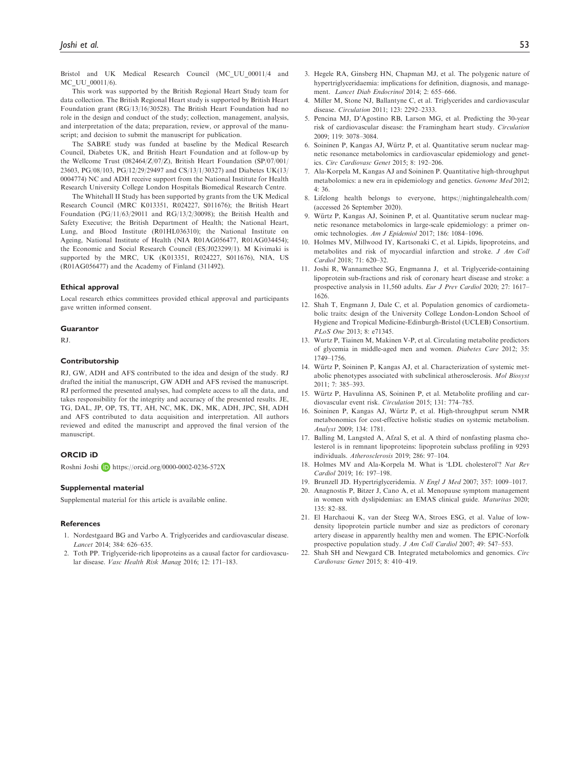Bristol and UK Medical Research Council (MC_UU_00011/4 and MC_UU_00011/6).

This work was supported by the British Regional Heart Study team for data collection. The British Regional Heart study is supported by British Heart Foundation grant (RG/13/16/30528). The British Heart Foundation had no role in the design and conduct of the study; collection, management, analysis, and interpretation of the data; preparation, review, or approval of the manuscript; and decision to submit the manuscript for publication.

The SABRE study was funded at baseline by the Medical Research Council, Diabetes UK, and British Heart Foundation and at follow-up by the Wellcome Trust (082464/Z/07/Z), British Heart Foundation (SP/07/001/23603, PG/08/103, PG/12/29/29497 and CS/13/1/30327) and Diabetes UK(13/0004774) NC and ADH receive support from the National Institute for Health Research University College London Hospitals Biomedical Research Centre.

The Whitehall II Study has been supported by grants from the UK Medical Research Council (MRC K013351, R024227, S011676); the British Heart Foundation (PG/11/63/29011 and RG/13/2/30098); the British Health and Safety Executive; the British Department of Health; the National Heart, Lung, and Blood Institute (R01HL036310); the National Institute on Ageing, National Institute of Health (NIA R01AG056477, R01AG034454); the Economic and Social Research Council (ES/J023299/1). M Kivimaki is supported by the MRC, UK (K013351, R024227, S011676), NIA, US (R01AG056477) and the Academy of Finland (311492).

### Ethical approval

Local research ethics committees provided ethical approval and participants gave written informed consent.

### Guarantor

RJ.

### Contributorship

RJ, GW, ADH and AFS contributed to the idea and design of the study. RJ drafted the initial the manuscript, GW ADH and AFS revised the manuscript. RJ performed the presented analyses, had complete access to all the data, and takes responsibility for the integrity and accuracy of the presented results. JE, TG, DAL, JP, OP, TS, TT, AH, NC, MK, DK, MK, ADH, JPC, SH, ADH and AFS contributed to data acquisition and interpretation. All authors reviewed and edited the manuscript and approved the final version of the manuscript.

### ORCID iD

Roshni Joshi https://orcid.org/0000-0002-0236-572X

### Supplemental material

Supplemental material for this article is available online.

### References

1. Nordestgaard BG and Varbo A. Triglycerides and cardiovascular disease. *Lancet* 2014; 384: 626–635.
2. Toth PP. Triglyceride-rich lipoproteins as a causal factor for cardiovascular disease. *Vasc Health Risk Manag* 2016; 12: 171–183.
3. Hegele RA, Ginsberg HN, Chapman MJ, et al. The polygenic nature of hypertriglyceridaemia: implications for definition, diagnosis, and management. *Lancet Diab Endocrinol* 2014; 2: 655–666.
4. Miller M, Stone NJ, Ballantyne C, et al. Triglycerides and cardiovascular disease. *Circulation* 2011; 123: 2292–2333.
5. Pencina MJ, D'Agostino RB, Larson MG, et al. Predicting the 30-year risk of cardiovascular disease: the Framingham heart study. *Circulation* 2009; 119: 3078–3084.
6. Soininen P, Kangas AJ, Würtz P, et al. Quantitative serum nuclear magnetic resonance metabolomics in cardiovascular epidemiology and genetics. *Circ Cardiovasc Genet* 2015; 8: 192–206.
7. Ala-Korpela M, Kangas AJ and Soininen P. Quantitative high-throughput metabolomics: a new era in epidemiology and genetics. *Genome Med* 2012; 4: 36.
8. Lifelong health belongs to everyone, https://nightingalehealth.com/ (accessed 26 September 2020).
9. Würtz P, Kangas AJ, Soininen P, et al. Quantitative serum nuclear magnetic resonance metabolomics in large-scale epidemiology: a primer on-omic technologies. *Am J Epidemiol* 2017; 186: 1084–1096.
10. Holmes MV, Millwood IY, Kartsonaki C, et al. Lipids, lipoproteins, and metabolites and risk of myocardial infarction and stroke. *J Am Coll Cardiol* 2018; 71: 620–32.
11. Joshi R, Wannamethee SG, Engmanna J, et al. Triglyceride-containing lipoprotein sub-fractions and risk of coronary heart disease and stroke: a prospective analysis in 11,560 adults. *Eur J Prev Cardiol* 2020; 27: 1617–1626.
12. Shah T, Engmann J, Dale C, et al. Population genomics of cardiometabolic traits: design of the University College London-London School of Hygiene and Tropical Medicine-Edinburgh-Bristol (UCLEB) Consortium. *PLoS One* 2013; 8: e71345.
13. Wurtz P, Tiainen M, Makinen V-P, et al. Circulating metabolite predictors of glycemia in middle-aged men and women. *Diabetes Care* 2012; 35: 1749–1756.
14. Würtz P, Soininen P, Kangas AJ, et al. Characterization of systemic metabolic phenotypes associated with subclinical atherosclerosis. *Mol Biosyst* 2011; 7: 385–393.
15. Würtz P, Havulinna AS, Soininen P, et al. Metabolite profiling and cardiovascular event risk. *Circulation* 2015; 131: 774–785.
16. Soininen P, Kangas AJ, Würtz P, et al. High-throughput serum NMR metabonomics for cost-effective holistic studies on systemic metabolism. *Analyst* 2009; 134: 1781.
17. Balling M, Langsted A, Afzal S, et al. A third of nonfasting plasma cholesterol is in remnant lipoproteins: lipoprotein subclass profiling in 9293 individuals. *Atherosclerosis* 2019; 286: 97–104.
18. Holmes MV and Ala-Korpela M. What is 'LDL cholesterol'? *Nat Rev Cardiol* 2019; 16: 197–198.
19. Brunzell JD. Hypertriglyceridemia. *N Engl J Med* 2007; 357: 1009–1017.
20. Anagnostis P, Bitzer J, Cano A, et al. Menopause symptom management in women with dyslipidemias: an EMAS clinical guide. *Maturitas* 2020; 135: 82–88.
21. El Harchaoui K, van der Steeg WA, Stroes ESG, et al. Value of low-density lipoprotein particle number and size as predictors of coronary artery disease in apparently healthy men and women. The EPIC-Norfolk prospective population study. *J Am Coll Cardiol* 2007; 49: 547–553.
22. Shah SH and Newgard CB. Integrated metabolomics and genomics. *Circ Cardiovasc Genet* 2015; 8: 410–419.